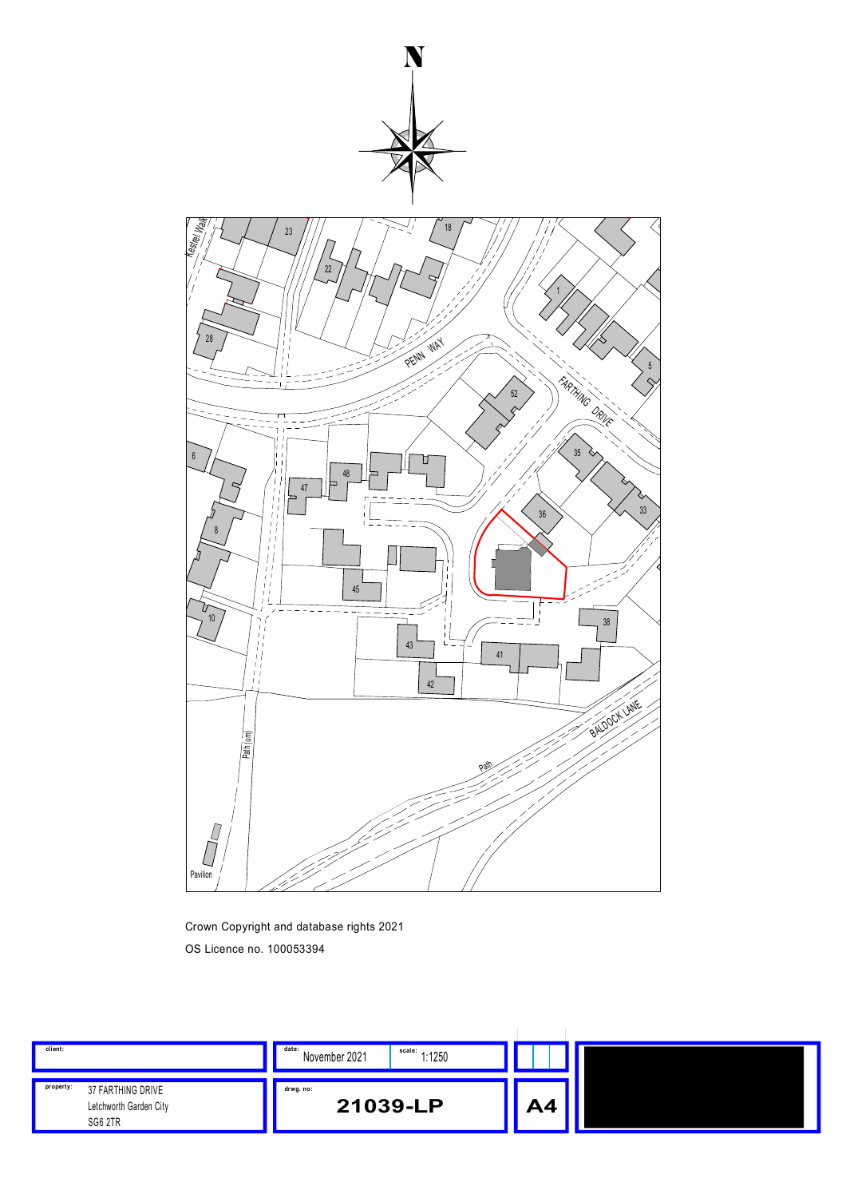N

Kestrel Walk

PENN WAY

FARTHING DRIVE

BALDOCK LANE

Path (um)

Path

Pavilion

Crown Copyright and database rights 2021

OS Licence no. 100053394

| client: | date: November 2021 | scale: 1:1250 |
|---|---|---|
| property: 37 FARTHING DRIVE, Letchworth Garden City, SG6 2TR | drwg. no: 21039-LP | A4 |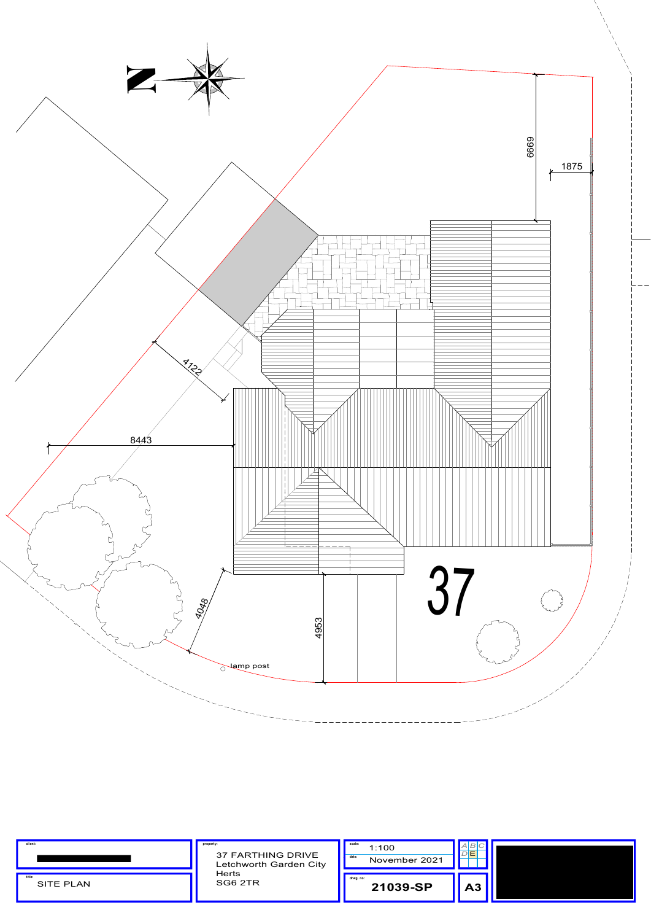N

6669

1875

4122

8443

37

4048

4953

lamp post

| client: | property: | scale: 1:100 | A B C D E | |
|---|---|---|---|---|
| | 37 FARTHING DRIVE<br>Letchworth Garden City<br>Herts<br>SG6 2TR | date: November 2021 | | |
| title: SITE PLAN | | drwg. no: 21039-SP | A3 | |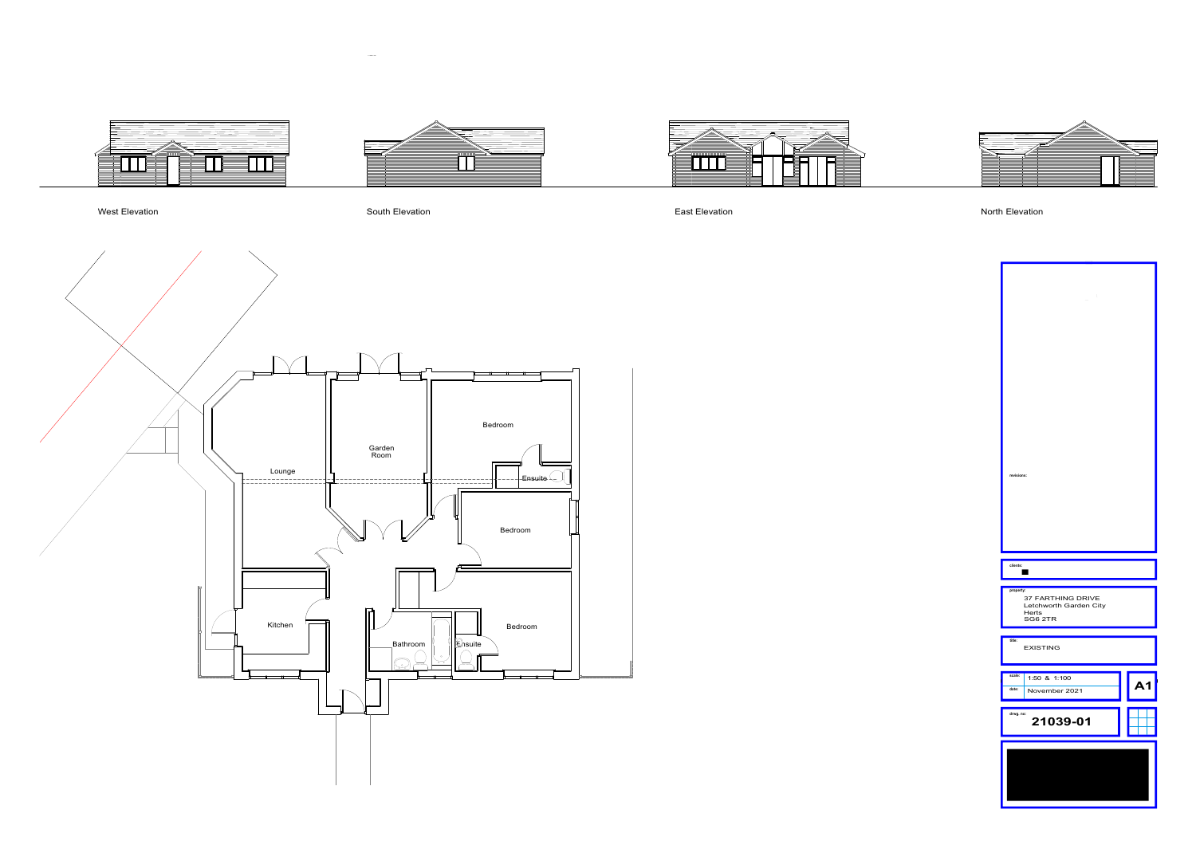West Elevation

South Elevation

East Elevation

North Elevation

Lounge

Garden Room

Bedroom

Ensuite

Bedroom

Kitchen

Bathroom

Ensuite

Bedroom

revisions:

clients:

property:
37 FARTHING DRIVE
Letchworth Garden City
Herts
SG6 2TR

title:
EXISTING

scale: 1:50 & 1:100

date: November 2021

A1

drwg. no:
**21039-01**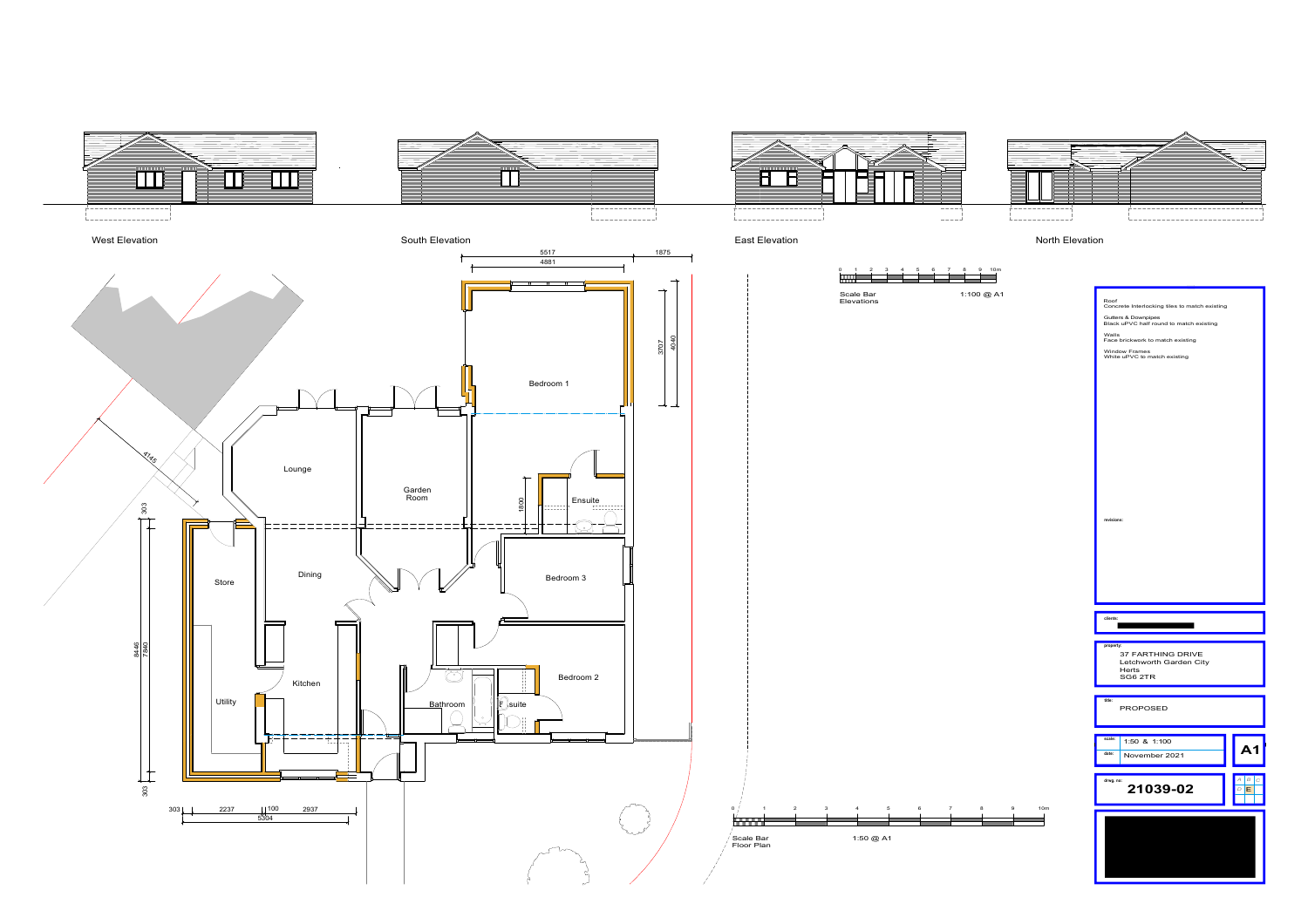West Elevation

South Elevation

East Elevation

North Elevation

0 1 2 3 4 5 6 7 8 9 10m

Scale Bar
Elevations

1:100 @ A1

5517
4881
1875

3707
4040

Bedroom 1

Lounge

Garden Room

Ensuite

1800

4145

303

Store

Dining

Bedroom 3

8446
7840

Kitchen

Bedroom 2

Utility

Bathroom

Ensuite

303

303 2237 100 2937
5304

0 1 2 3 4 5 6 7 8 9 10m

Scale Bar
Floor Plan

1:50 @ A1

Roof
Concrete Interlocking tiles to match existing

Gutters & Downpipes
Black uPVC half round to match existing

Walls
Face brickwork to match existing

Window Frames
White uPVC to match existing

revisions:

clients:

property:
37 FARTHING DRIVE
Letchworth Garden City
Herts
SG6 2TR

title:
PROPOSED

scale: 1:50 & 1:100

date: November 2021

A1

drwg. no:
21039-02

A B C D E